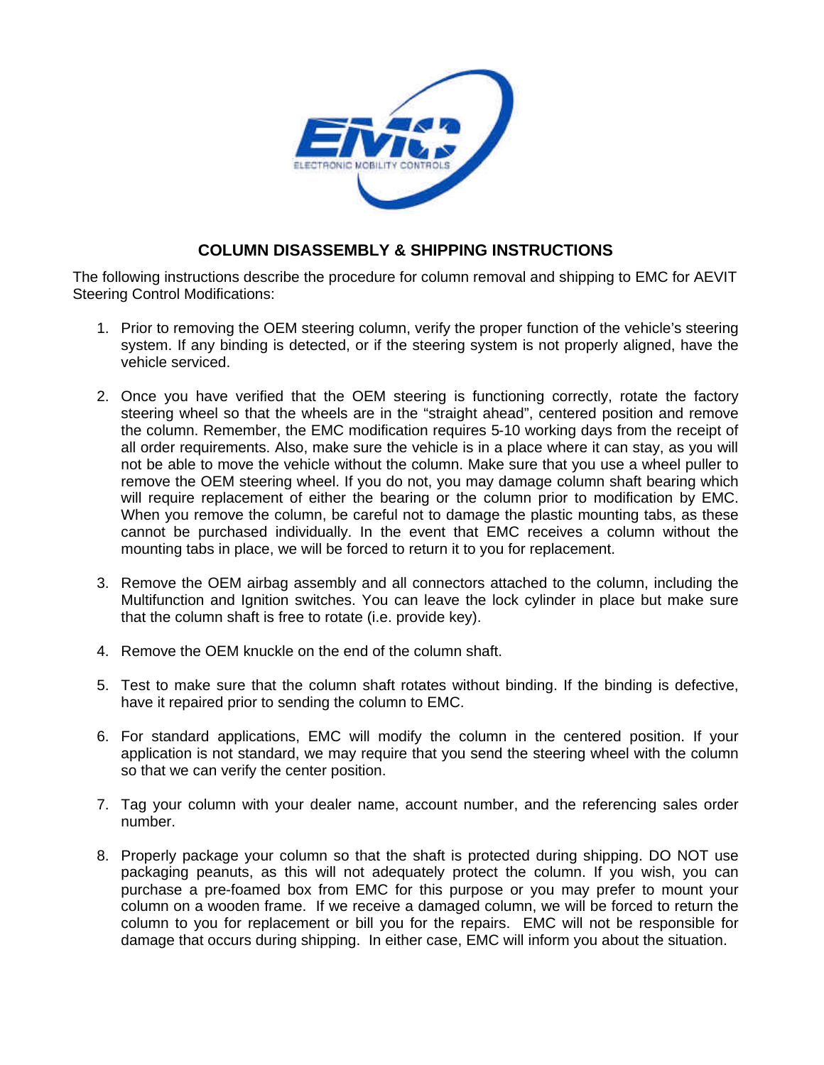# COLUMN DISASSEMBLY & SHIPPING INSTRUCTIONS

The following instructions describe the procedure for column removal and shipping to EMC for AEVIT Steering Control Modifications:

1. Prior to removing the OEM steering column, verify the proper function of the vehicle's steering system. If any binding is detected, or if the steering system is not properly aligned, have the vehicle serviced.

2. Once you have verified that the OEM steering is functioning correctly, rotate the factory steering wheel so that the wheels are in the "straight ahead", centered position and remove the column. Remember, the EMC modification requires 5-10 working days from the receipt of all order requirements. Also, make sure the vehicle is in a place where it can stay, as you will not be able to move the vehicle without the column. Make sure that you use a wheel puller to remove the OEM steering wheel. If you do not, you may damage column shaft bearing which will require replacement of either the bearing or the column prior to modification by EMC. When you remove the column, be careful not to damage the plastic mounting tabs, as these cannot be purchased individually. In the event that EMC receives a column without the mounting tabs in place, we will be forced to return it to you for replacement.

3. Remove the OEM airbag assembly and all connectors attached to the column, including the Multifunction and Ignition switches. You can leave the lock cylinder in place but make sure that the column shaft is free to rotate (i.e. provide key).

4. Remove the OEM knuckle on the end of the column shaft.

5. Test to make sure that the column shaft rotates without binding. If the binding is defective, have it repaired prior to sending the column to EMC.

6. For standard applications, EMC will modify the column in the centered position. If your application is not standard, we may require that you send the steering wheel with the column so that we can verify the center position.

7. Tag your column with your dealer name, account number, and the referencing sales order number.

8. Properly package your column so that the shaft is protected during shipping. DO NOT use packaging peanuts, as this will not adequately protect the column. If you wish, you can purchase a pre-foamed box from EMC for this purpose or you may prefer to mount your column on a wooden frame. If we receive a damaged column, we will be forced to return the column to you for replacement or bill you for the repairs. EMC will not be responsible for damage that occurs during shipping. In either case, EMC will inform you about the situation.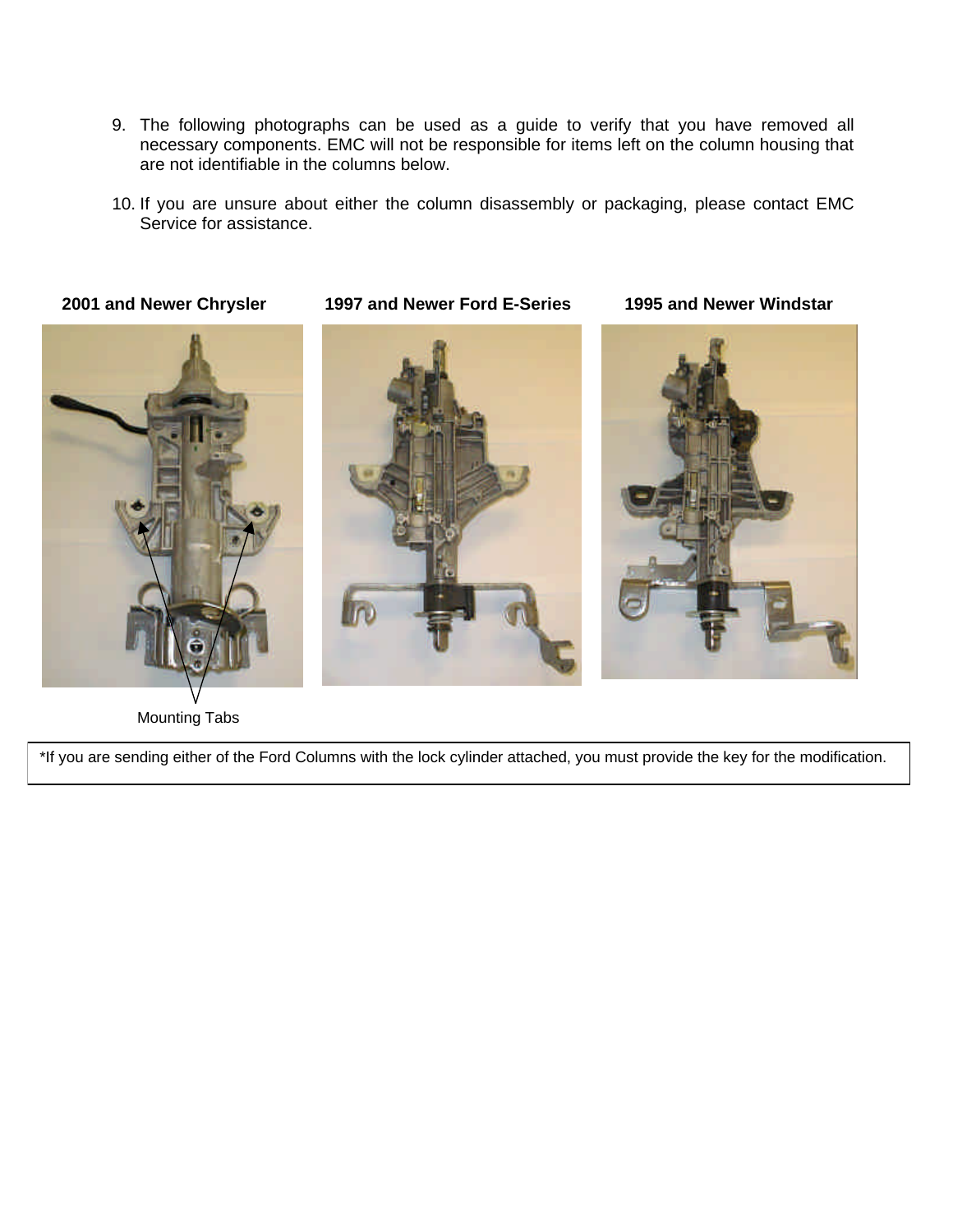9. The following photographs can be used as a guide to verify that you have removed all necessary components. EMC will not be responsible for items left on the column housing that are not identifiable in the columns below.

10. If you are unsure about either the column disassembly or packaging, please contact EMC Service for assistance.

**2001 and Newer Chrysler** **1997 and Newer Ford E-Series** **1995 and Newer Windstar**

Mounting Tabs

*If you are sending either of the Ford Columns with the lock cylinder attached, you must provide the key for the modification.